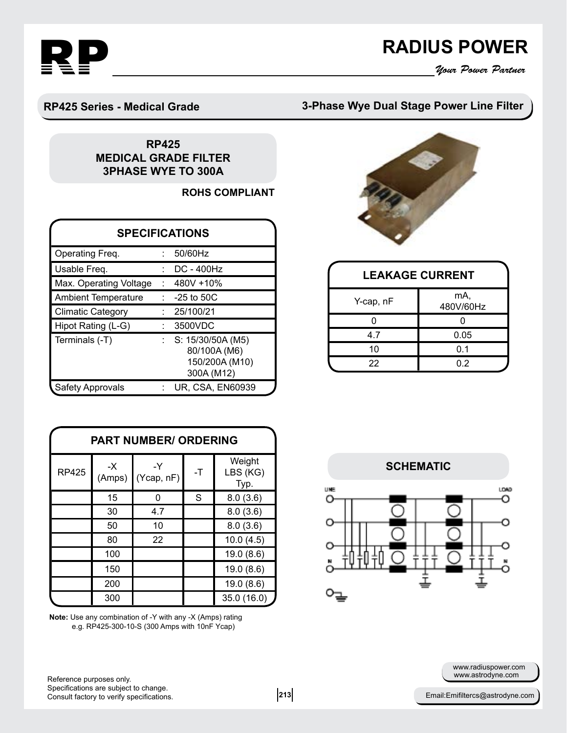# RADIUS POWER

*Your Power Partner*

## RP425 Series - Medical Grade

## 3-Phase Wye Dual Stage Power Line Filter

### RP425
### MEDICAL GRADE FILTER
### 3PHASE WYE TO 300A

**ROHS COMPLIANT**

| SPECIFICATIONS | | |
|---|---|---|
| Operating Freq. | : | 50/60Hz |
| Usable Freq. | : | DC - 400Hz |
| Max. Operating Voltage | : | 480V +10% |
| Ambient Temperature | : | -25 to 50C |
| Climatic Category | : | 25/100/21 |
| Hipot Rating (L-G) | : | 3500VDC |
| Terminals (-T) | : | S: 15/30/50A (M5)<br>80/100A (M6)<br>150/200A (M10)<br>300A (M12) |
| Safety Approvals | : | UR, CSA, EN60939 |

| LEAKAGE CURRENT | |
|---|---|
| Y-cap, nF | mA, 480V/60Hz |
| 0 | 0 |
| 4.7 | 0.05 |
| 10 | 0.1 |
| 22 | 0.2 |

| PART NUMBER/ ORDERING | | | | |
|---|---|---|---|---|
| RP425 | -X (Amps) | -Y (Ycap, nF) | -T | Weight LBS (KG) Typ. |
| | 15 | 0 | S | 8.0 (3.6) |
| | 30 | 4.7 | | 8.0 (3.6) |
| | 50 | 10 | | 8.0 (3.6) |
| | 80 | 22 | | 10.0 (4.5) |
| | 100 | | | 19.0 (8.6) |
| | 150 | | | 19.0 (8.6) |
| | 200 | | | 19.0 (8.6) |
| | 300 | | | 35.0 (16.0) |

**Note:** Use any combination of -Y with any -X (Amps) rating
e.g. RP425-300-10-S (300 Amps with 10nF Ycap)

### SCHEMATIC

LINE LOAD N N

Reference purposes only.
Specifications are subject to change.
Consult factory to verify specifications.

www.radiuspower.com
www.astrodyne.com

Email:Emifiltercs@astrodyne.com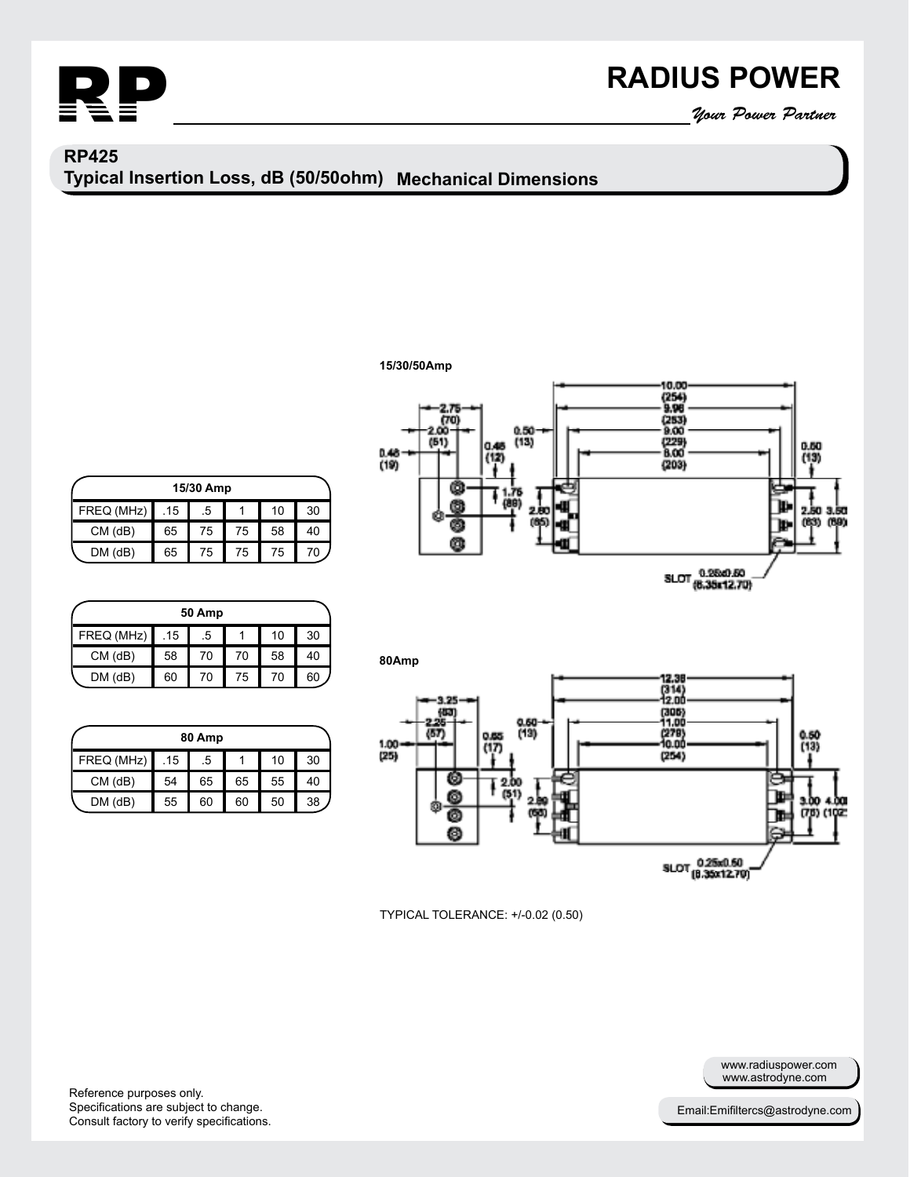## RP425

### Typical Insertion Loss, dB (50/50ohm)

| 15/30 Amp | | | | | |
|---|---|---|---|---|---|
| FREQ (MHz) | .15 | .5 | 1 | 10 | 30 |
| CM (dB) | 65 | 75 | 75 | 58 | 40 |
| DM (dB) | 65 | 75 | 75 | 75 | 70 |

| 50 Amp | | | | | |
|---|---|---|---|---|---|
| FREQ (MHz) | .15 | .5 | 1 | 10 | 30 |
| CM (dB) | 58 | 70 | 70 | 58 | 40 |
| DM (dB) | 60 | 70 | 75 | 70 | 60 |

| 80 Amp | | | | | |
|---|---|---|---|---|---|
| FREQ (MHz) | .15 | .5 | 1 | 10 | 30 |
| CM (dB) | 54 | 65 | 65 | 55 | 40 |
| DM (dB) | 55 | 60 | 60 | 50 | 38 |

### Mechanical Dimensions

**15/30/50Amp**

10.00 (254), 9.96 (253), 9.00 (229), 8.00 (203), 2.75 (70), 2.00 (51), 0.48 (12), 0.50 (13), 0.46 (19), 1.75 (89), 2.60 (65), 2.50 (63), 3.50 (89)

SLOT 0.25x0.50 (6.35x12.70)

**80Amp**

12.38 (314), 12.00 (305), 11.00 (279), 10.00 (254), 3.25 (83), 2.25 (57), 0.65 (17), 0.50 (13), 1.00 (25), 2.00 (51), 2.60 (66), 3.00 (76), 4.00 (102)

SLOT 0.25x0.50 (6.35x12.70)

TYPICAL TOLERANCE: +/-0.02 (0.50)

Reference purposes only.
Specifications are subject to change.
Consult factory to verify specifications.

www.radiuspower.com
www.astrodyne.com

Email:Emifiltercs@astrodyne.com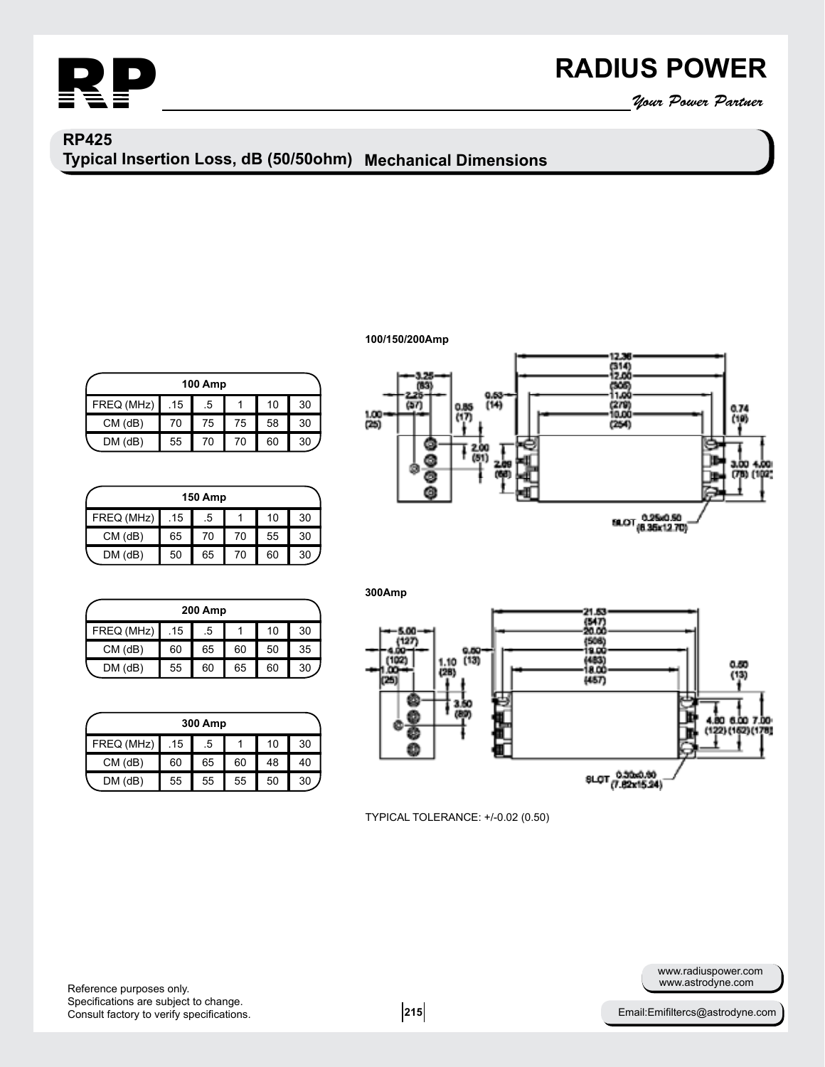# RADIUS POWER

*Your Power Partner*

## RP425

### Typical Insertion Loss, dB (50/50ohm)

| 100 Amp | | | | | |
|---|---|---|---|---|---|
| FREQ (MHz) | .15 | .5 | 1 | 10 | 30 |
| CM (dB) | 70 | 75 | 75 | 58 | 30 |
| DM (dB) | 55 | 70 | 70 | 60 | 30 |

| 150 Amp | | | | | |
|---|---|---|---|---|---|
| FREQ (MHz) | .15 | .5 | 1 | 10 | 30 |
| CM (dB) | 65 | 70 | 70 | 55 | 30 |
| DM (dB) | 50 | 65 | 70 | 60 | 30 |

| 200 Amp | | | | | |
|---|---|---|---|---|---|
| FREQ (MHz) | .15 | .5 | 1 | 10 | 30 |
| CM (dB) | 60 | 65 | 60 | 50 | 35 |
| DM (dB) | 55 | 60 | 65 | 60 | 30 |

| 300 Amp | | | | | |
|---|---|---|---|---|---|
| FREQ (MHz) | .15 | .5 | 1 | 10 | 30 |
| CM (dB) | 60 | 65 | 60 | 48 | 40 |
| DM (dB) | 55 | 55 | 55 | 50 | 30 |

### Mechanical Dimensions

**100/150/200Amp**

12.36 (314)
12.00 (305)
11.00 (279)
10.00 (254)
3.25 (83)
2.25 (57)
1.00 (25)
0.85 (17)
0.53 (14)
2.00 (51)
2.69 (68)
0.74 (19)
3.00 (76)
4.00 (102)
SLOT 0.25x0.50 (6.35x12.70)

**300Amp**

21.53 (547)
20.00 (508)
19.00 (483)
18.00 (457)
5.00 (127)
4.00 (102)
1.00 (25)
1.10 (28)
0.50 (13)
3.50 (89)
0.50 (13)
4.80 (122)
6.00 (152)
7.00 (178)
SLOT 0.30x0.60 (7.62x15.24)

TYPICAL TOLERANCE: +/-0.02 (0.50)

Reference purposes only.
Specifications are subject to change.
Consult factory to verify specifications.

www.radiuspower.com
www.astrodyne.com

Email:Emifiltercs@astrodyne.com